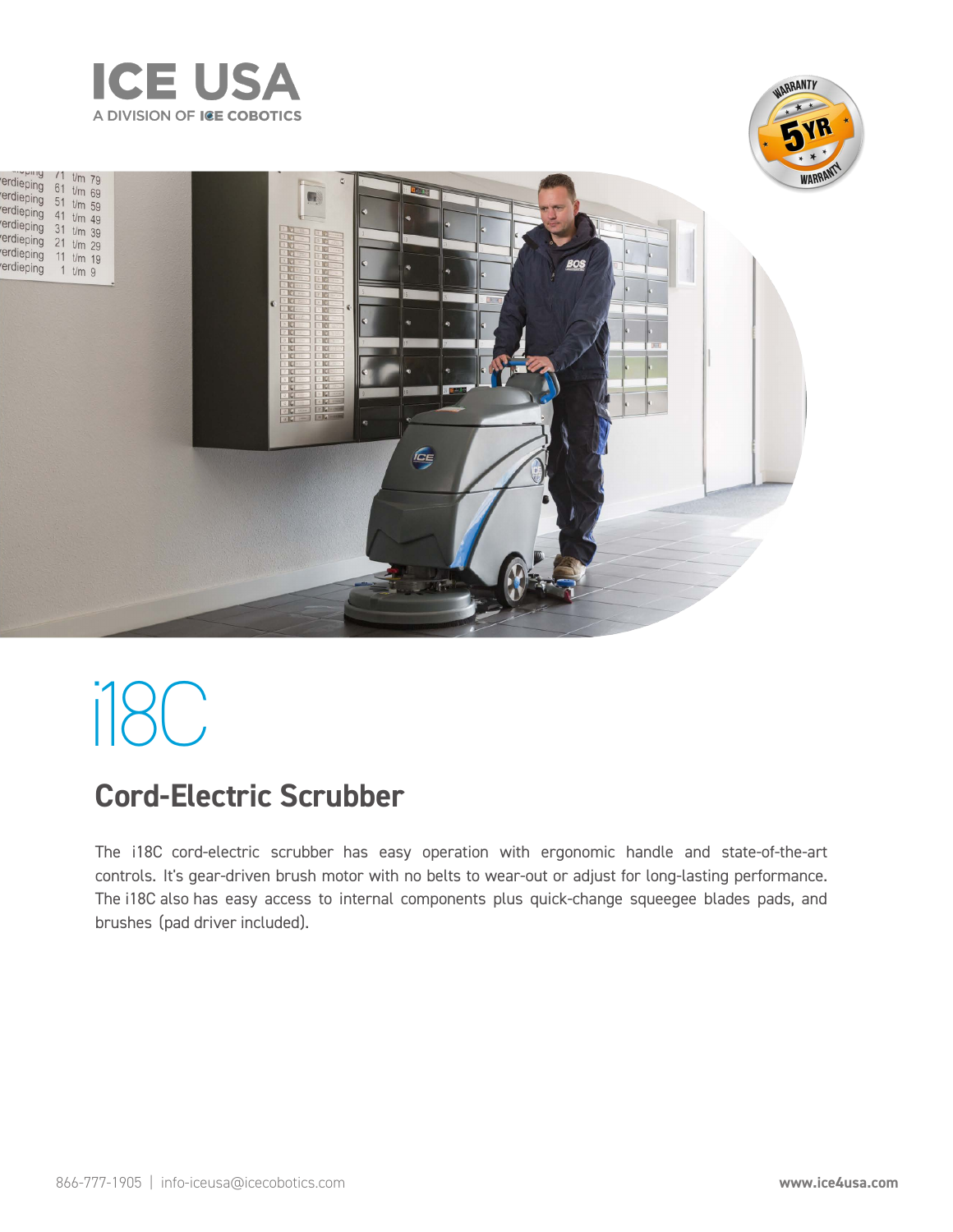# ICE USA

A DIVISION OF ICE COBOTICS

# i18C

## Cord-Electric Scrubber

The i18C cord-electric scrubber has easy operation with ergonomic handle and state-of-the-art controls. It's gear-driven brush motor with no belts to wear-out or adjust for long-lasting performance. The i18C also has easy access to internal components plus quick-change squeegee blades pads, and brushes (pad driver included).

866-777-1905 | info-iceusa@icecobotics.com

www.ice4usa.com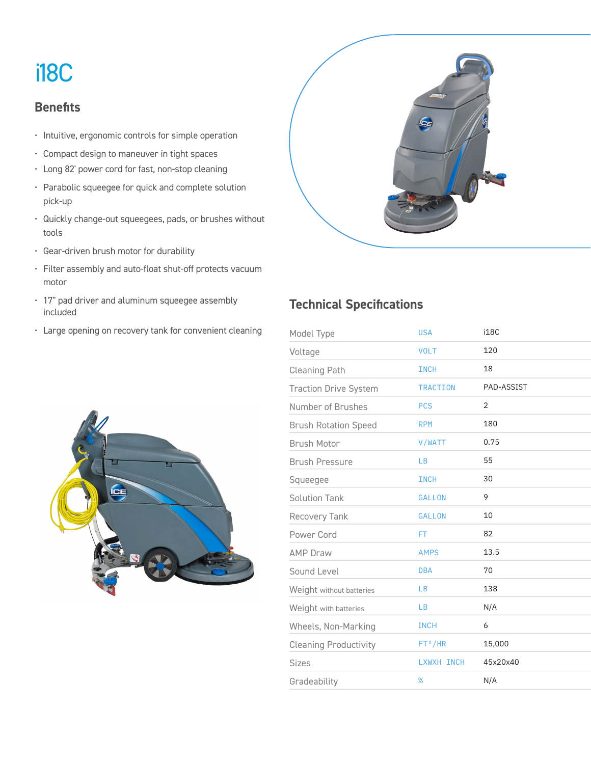# i18C

## Benefits

- Intuitive, ergonomic controls for simple operation
- Compact design to maneuver in tight spaces
- Long 82' power cord for fast, non-stop cleaning
- Parabolic squeegee for quick and complete solution pick-up
- Quickly change-out squeegees, pads, or brushes without tools
- Gear-driven brush motor for durability
- Filter assembly and auto-float shut-off protects vacuum motor
- 17" pad driver and aluminum squeegee assembly included
- Large opening on recovery tank for convenient cleaning

## Technical Specifications

| | | |
|---|---|---|
| Model Type | USA | i18C |
| Voltage | VOLT | 120 |
| Cleaning Path | INCH | 18 |
| Traction Drive System | TRACTION | PAD-ASSIST |
| Number of Brushes | PCS | 2 |
| Brush Rotation Speed | RPM | 180 |
| Brush Motor | V/WATT | 0.75 |
| Brush Pressure | LB | 55 |
| Squeegee | INCH | 30 |
| Solution Tank | GALLON | 9 |
| Recovery Tank | GALLON | 10 |
| Power Cord | FT | 82 |
| AMP Draw | AMPS | 13.5 |
| Sound Level | DBA | 70 |
| Weight without batteries | LB | 138 |
| Weight with batteries | LB | N/A |
| Wheels, Non-Marking | INCH | 6 |
| Cleaning Productivity | $FT^2$/HR | 15,000 |
| Sizes | LXWXH INCH | 45x20x40 |
| Gradeability | % | N/A |